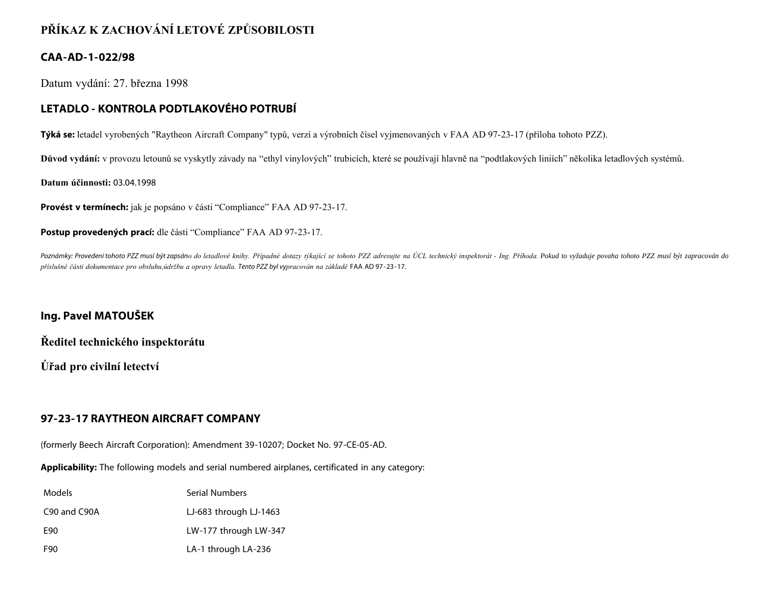# PŘÍKAZ K ZACHOVÁNÍ LETOVÉ ZPŮSOBILOSTI

## CAA-AD-1-022/98

Datum vydání: 27. března 1998

## LETADLO - KONTROLA PODTLAKOVÉHO POTRUBÍ

**Týká se:** letadel vyrobených "Raytheon Aircraft Company" typů, verzí a výrobních čísel vyjmenovaných v FAA AD 97-23-17 (příloha tohoto PZZ).

**Důvod vydání:** v provozu letounů se vyskytly závady na "ethyl vinylových" trubicích, které se používají hlavně na "podtlakových liniích" několika letadlových systémů.

**Datum účinnosti:** 03.04.1998

**Provést v termínech:** jak je popsáno v části "Compliance" FAA AD 97-23-17.

**Postup provedených prací:** dle části "Compliance" FAA AD 97-23-17.

*Poznámky: Provedení tohoto PZZ musí být zapsáno do letadlové knihy. Případné dotazy týkající se tohoto PZZ adresujte na ÚCL technický inspektorát - Ing. Příhoda. Pokud to vyžaduje povaha tohoto PZZ musí být zapracován do příslušné části dokumentace pro obsluhu,údržbu a opravy letadla. Tento PZZ byl vypracován na základě FAA AD 97-23-17.*

**Ing. Pavel MATOUŠEK**

**Ředitel technického inspektorátu**

**Úřad pro civilní letectví**

## 97-23-17 RAYTHEON AIRCRAFT COMPANY

(formerly Beech Aircraft Corporation): Amendment 39-10207; Docket No. 97-CE-05-AD.

**Applicability:** The following models and serial numbered airplanes, certificated in any category:

| Models | Serial Numbers |
|---|---|
| C90 and C90A | LJ-683 through LJ-1463 |
| E90 | LW-177 through LW-347 |
| F90 | LA-1 through LA-236 |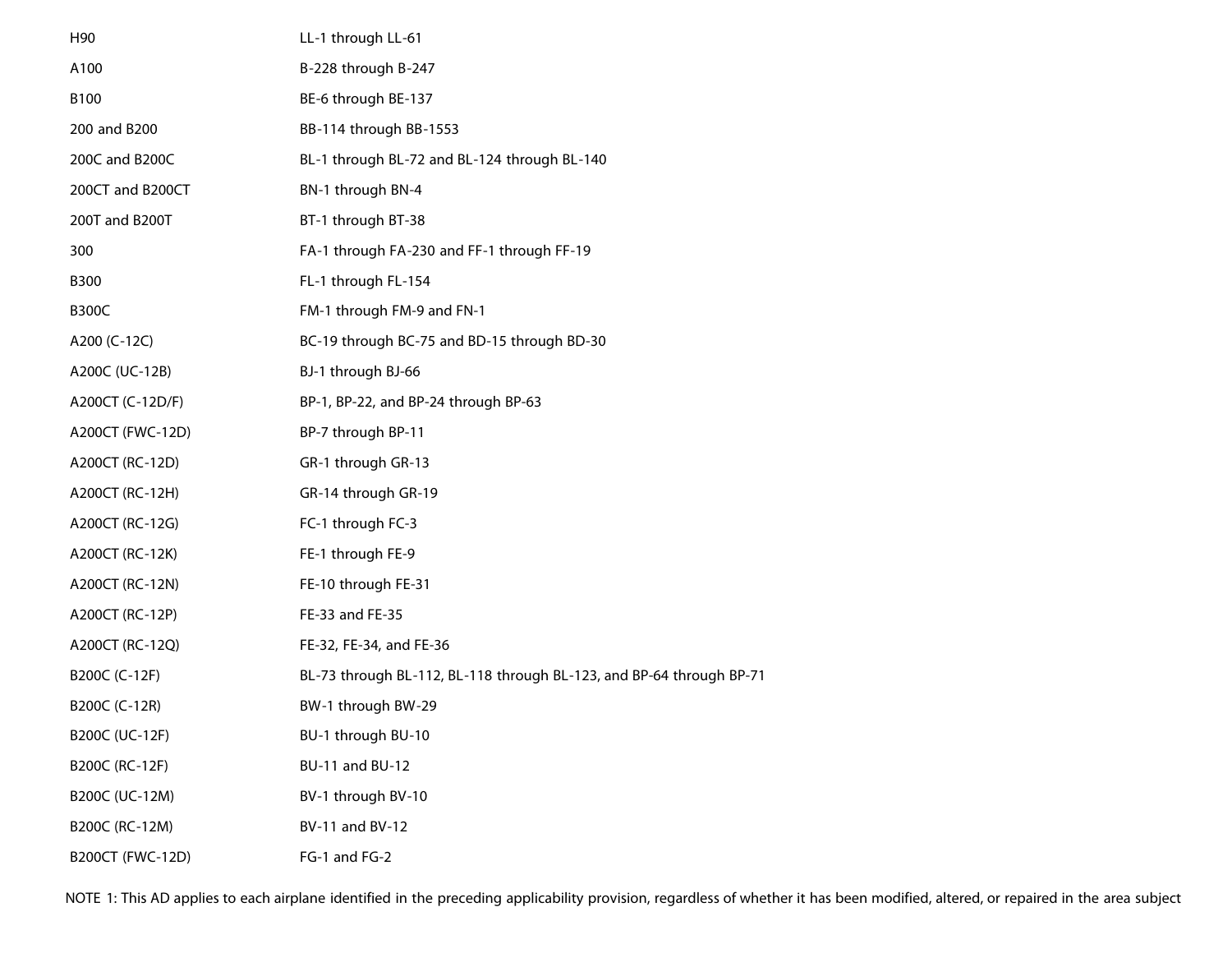| | |
|---|---|
| H90 | LL-1 through LL-61 |
| A100 | B-228 through B-247 |
| B100 | BE-6 through BE-137 |
| 200 and B200 | BB-114 through BB-1553 |
| 200C and B200C | BL-1 through BL-72 and BL-124 through BL-140 |
| 200CT and B200CT | BN-1 through BN-4 |
| 200T and B200T | BT-1 through BT-38 |
| 300 | FA-1 through FA-230 and FF-1 through FF-19 |
| B300 | FL-1 through FL-154 |
| B300C | FM-1 through FM-9 and FN-1 |
| A200 (C-12C) | BC-19 through BC-75 and BD-15 through BD-30 |
| A200C (UC-12B) | BJ-1 through BJ-66 |
| A200CT (C-12D/F) | BP-1, BP-22, and BP-24 through BP-63 |
| A200CT (FWC-12D) | BP-7 through BP-11 |
| A200CT (RC-12D) | GR-1 through GR-13 |
| A200CT (RC-12H) | GR-14 through GR-19 |
| A200CT (RC-12G) | FC-1 through FC-3 |
| A200CT (RC-12K) | FE-1 through FE-9 |
| A200CT (RC-12N) | FE-10 through FE-31 |
| A200CT (RC-12P) | FE-33 and FE-35 |
| A200CT (RC-12Q) | FE-32, FE-34, and FE-36 |
| B200C (C-12F) | BL-73 through BL-112, BL-118 through BL-123, and BP-64 through BP-71 |
| B200C (C-12R) | BW-1 through BW-29 |
| B200C (UC-12F) | BU-1 through BU-10 |
| B200C (RC-12F) | BU-11 and BU-12 |
| B200C (UC-12M) | BV-1 through BV-10 |
| B200C (RC-12M) | BV-11 and BV-12 |
| B200CT (FWC-12D) | FG-1 and FG-2 |

NOTE 1: This AD applies to each airplane identified in the preceding applicability provision, regardless of whether it has been modified, altered, or repaired in the area subject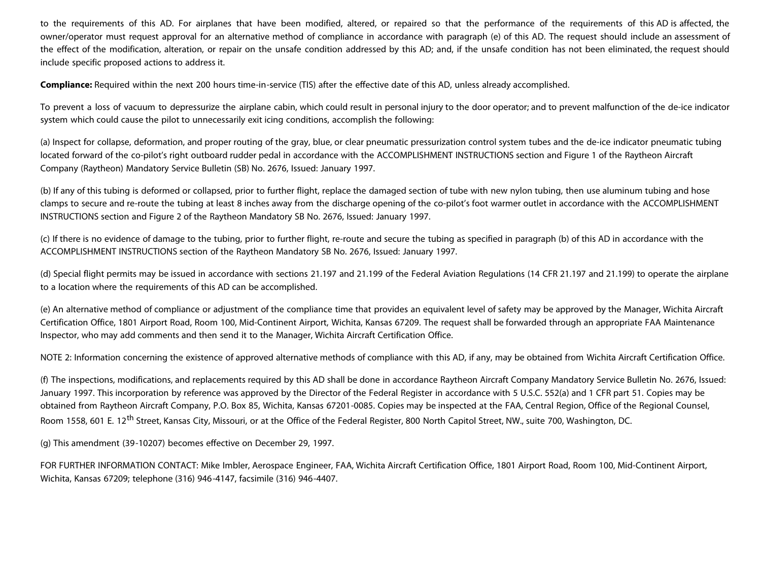to the requirements of this AD. For airplanes that have been modified, altered, or repaired so that the performance of the requirements of this AD is affected, the owner/operator must request approval for an alternative method of compliance in accordance with paragraph (e) of this AD. The request should include an assessment of the effect of the modification, alteration, or repair on the unsafe condition addressed by this AD; and, if the unsafe condition has not been eliminated, the request should include specific proposed actions to address it.

**Compliance:** Required within the next 200 hours time-in-service (TIS) after the effective date of this AD, unless already accomplished.

To prevent a loss of vacuum to depressurize the airplane cabin, which could result in personal injury to the door operator; and to prevent malfunction of the de-ice indicator system which could cause the pilot to unnecessarily exit icing conditions, accomplish the following:

(a) Inspect for collapse, deformation, and proper routing of the gray, blue, or clear pneumatic pressurization control system tubes and the de-ice indicator pneumatic tubing located forward of the co-pilot's right outboard rudder pedal in accordance with the ACCOMPLISHMENT INSTRUCTIONS section and Figure 1 of the Raytheon Aircraft Company (Raytheon) Mandatory Service Bulletin (SB) No. 2676, Issued: January 1997.

(b) If any of this tubing is deformed or collapsed, prior to further flight, replace the damaged section of tube with new nylon tubing, then use aluminum tubing and hose clamps to secure and re-route the tubing at least 8 inches away from the discharge opening of the co-pilot's foot warmer outlet in accordance with the ACCOMPLISHMENT INSTRUCTIONS section and Figure 2 of the Raytheon Mandatory SB No. 2676, Issued: January 1997.

(c) If there is no evidence of damage to the tubing, prior to further flight, re-route and secure the tubing as specified in paragraph (b) of this AD in accordance with the ACCOMPLISHMENT INSTRUCTIONS section of the Raytheon Mandatory SB No. 2676, Issued: January 1997.

(d) Special flight permits may be issued in accordance with sections 21.197 and 21.199 of the Federal Aviation Regulations (14 CFR 21.197 and 21.199) to operate the airplane to a location where the requirements of this AD can be accomplished.

(e) An alternative method of compliance or adjustment of the compliance time that provides an equivalent level of safety may be approved by the Manager, Wichita Aircraft Certification Office, 1801 Airport Road, Room 100, Mid-Continent Airport, Wichita, Kansas 67209. The request shall be forwarded through an appropriate FAA Maintenance Inspector, who may add comments and then send it to the Manager, Wichita Aircraft Certification Office.

NOTE 2: Information concerning the existence of approved alternative methods of compliance with this AD, if any, may be obtained from Wichita Aircraft Certification Office.

(f) The inspections, modifications, and replacements required by this AD shall be done in accordance Raytheon Aircraft Company Mandatory Service Bulletin No. 2676, Issued: January 1997. This incorporation by reference was approved by the Director of the Federal Register in accordance with 5 U.S.C. 552(a) and 1 CFR part 51. Copies may be obtained from Raytheon Aircraft Company, P.O. Box 85, Wichita, Kansas 67201-0085. Copies may be inspected at the FAA, Central Region, Office of the Regional Counsel, Room 1558, 601 E. 12th Street, Kansas City, Missouri, or at the Office of the Federal Register, 800 North Capitol Street, NW., suite 700, Washington, DC.

(g) This amendment (39-10207) becomes effective on December 29, 1997.

FOR FURTHER INFORMATION CONTACT: Mike Imbler, Aerospace Engineer, FAA, Wichita Aircraft Certification Office, 1801 Airport Road, Room 100, Mid-Continent Airport, Wichita, Kansas 67209; telephone (316) 946-4147, facsimile (316) 946-4407.